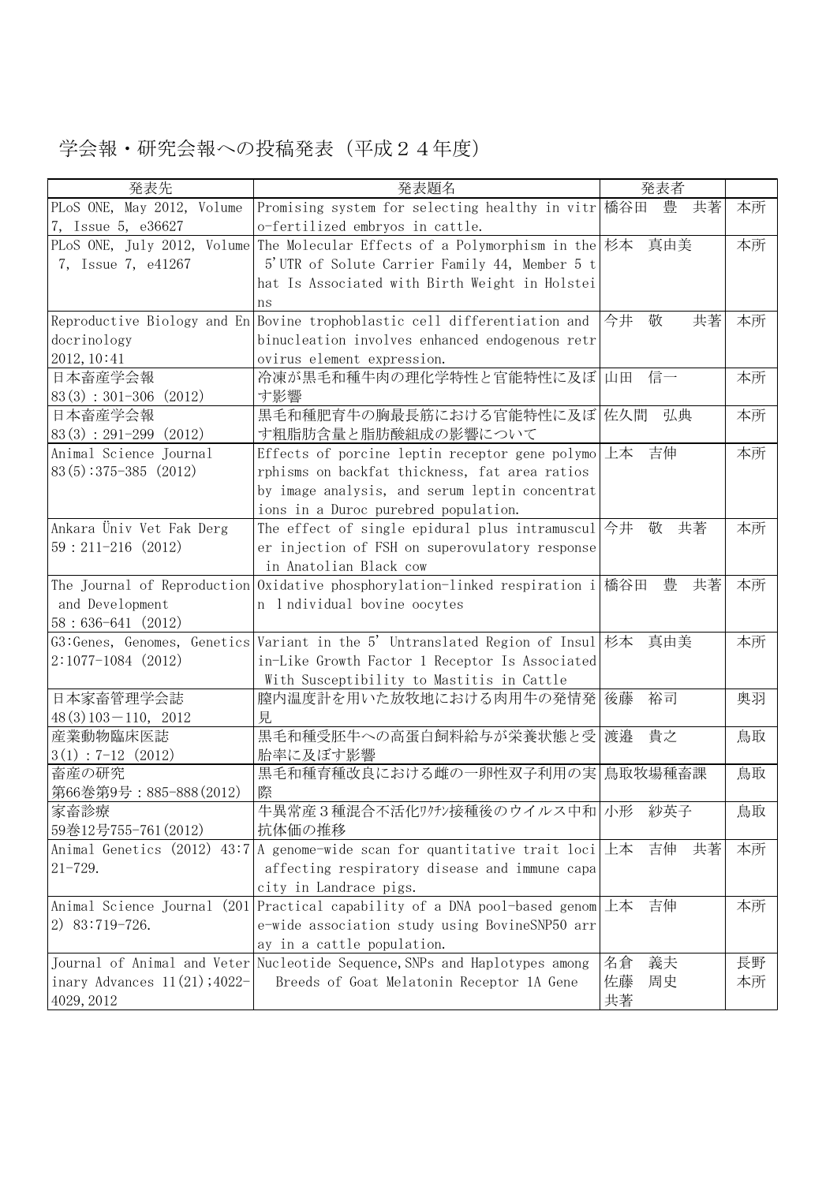# 学会報・研究会報への投稿発表（平成２４年度）

| 発表先 | 発表題名 | 発表者 | |
|---|---|---|---|
| PLoS ONE, May 2012, Volume 7, Issue 5, e36627 | Promising system for selecting healthy in vitro-fertilized embryos in cattle. | 橋谷田　豊　共著 | 本所 |
| PLoS ONE, July 2012, Volume 7, Issue 7, e41267 | The Molecular Effects of a Polymorphism in the 5'UTR of Solute Carrier Family 44, Member 5 that Is Associated with Birth Weight in Holsteins | 杉本　真由美 | 本所 |
| Reproductive Biology and Endocrinology 2012, 10:41 | Bovine trophoblastic cell differentiation and binucleation involves enhanced endogenous retrovirus element expression. | 今井　敬　共著 | 本所 |
| 日本畜産学会報 83(3)：301-306 (2012) | 冷凍が黒毛和種牛肉の理化学特性と官能特性に及ぼす影響 | 山田　信一 | 本所 |
| 日本畜産学会報 83(3)：291-299 (2012) | 黒毛和種肥育牛の胸最長筋における官能特性に及ぼす粗脂肪含量と脂肪酸組成の影響について | 佐久間　弘典 | 本所 |
| Animal Science Journal 83(5):375-385 (2012) | Effects of porcine leptin receptor gene polymorphisms on backfat thickness, fat area ratios by image analysis, and serum leptin concentrations in a Duroc purebred population. | 上本　吉伸 | 本所 |
| Ankara Üniv Vet Fak Derg 59：211-216 (2012) | The effect of single epidural plus intramusculer injection of FSH on superovulatory response in Anatolian Black cow | 今井　敬　共著 | 本所 |
| The Journal of Reproduction and Development 58：636-641 (2012) | Oxidative phosphorylation-linked respiration in lndividual bovine oocytes | 橋谷田　豊　共著 | 本所 |
| G3:Genes, Genomes, Genetics 2:1077-1084 (2012) | Variant in the 5' Untranslated Region of Insulin-Like Growth Factor 1 Receptor Is Associated With Susceptibility to Mastitis in Cattle | 杉本　真由美 | 本所 |
| 日本家畜管理学会誌 48(3)103－110, 2012 | 膣内温度計を用いた放牧地における肉用牛の発情発見 | 後藤　裕司 | 奥羽 |
| 産業動物臨床医誌 3(1)：7-12 (2012) | 黒毛和種受胚牛への高蛋白飼料給与が栄養状態と受胎率に及ぼす影響 | 渡邉　貴之 | 鳥取 |
| 畜産の研究 第66巻第9号：885-888(2012) | 黒毛和種育種改良における雌の一卵性双子利用の実際 | 鳥取牧場種畜課 | 鳥取 |
| 家畜診療 59巻12号755-761(2012) | 牛異常産３種混合不活化ﾜｸﾁﾝ接種後のウイルス中和抗体価の推移 | 小形　紗英子 | 鳥取 |
| Animal Genetics (2012) 43:721-729. | A genome-wide scan for quantitative trait loci affecting respiratory disease and immune capacity in Landrace pigs. | 上本　吉伸　共著 | 本所 |
| Animal Science Journal (2012) 83:719-726. | Practical capability of a DNA pool-based genome-wide association study using BovineSNP50 array in a cattle population. | 上本　吉伸 | 本所 |
| Journal of Animal and Veterinary Advances 11(21);4022-4029, 2012 | Nucleotide Sequence, SNPs and Haplotypes among Breeds of Goat Melatonin Receptor 1A Gene | 名倉　義夫<br>佐藤　周史<br>共著 | 長野<br>本所 |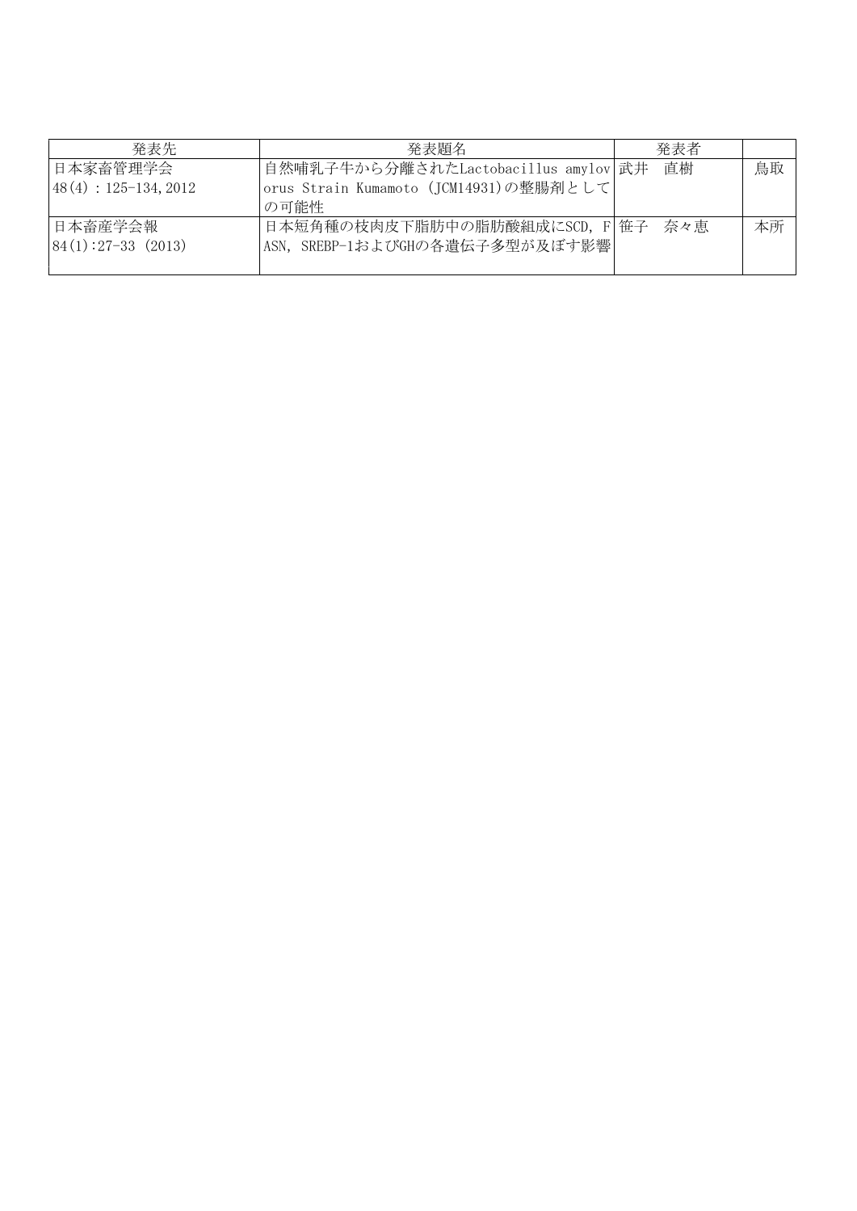| 発表先 | 発表題名 | 発表者 | |
|---|---|---|---|
| 日本家畜管理学会<br>48(4)：125-134,2012 | 自然哺乳子牛から分離されたLactobacillus amylovorus Strain Kumamoto (JCM14931)の整腸剤としての可能性 | 武井　直樹 | 鳥取 |
| 日本畜産学会報<br>84(1):27-33 (2013) | 日本短角種の枝肉皮下脂肪中の脂肪酸組成にSCD, FASN, SREBP-1およびGHの各遺伝子多型が及ぼす影響 | 笹子　奈々恵 | 本所 |